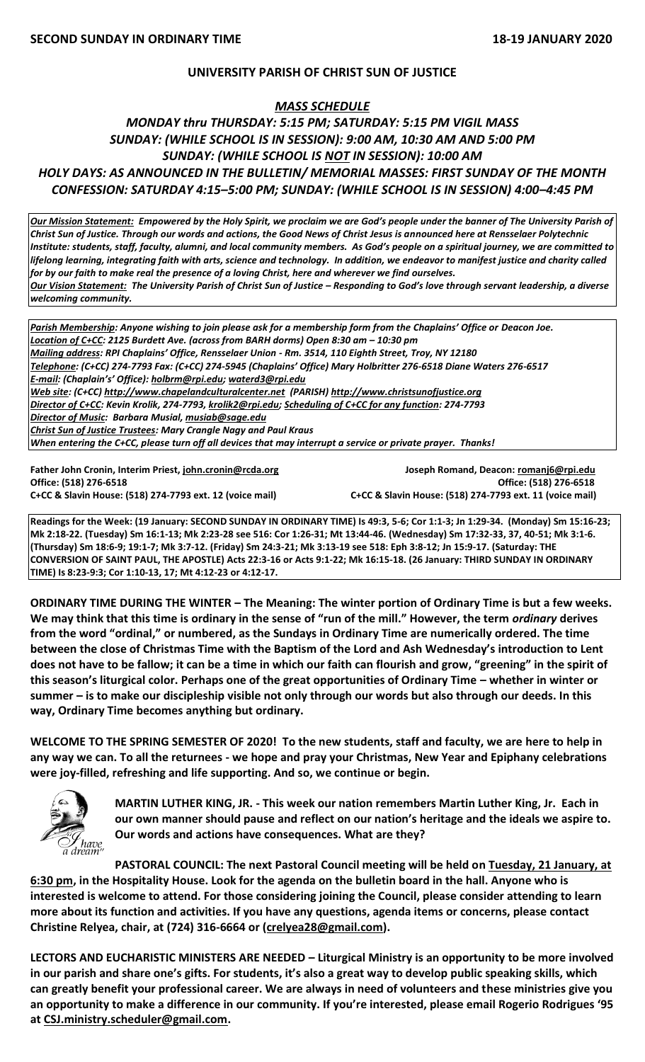**SECOND SUNDAY IN ORDINARY TIME** **18-19 JANUARY 2020**

## UNIVERSITY PARISH OF CHRIST SUN OF JUSTICE

### *MASS SCHEDULE*

***MONDAY thru THURSDAY: 5:15 PM; SATURDAY: 5:15 PM VIGIL MASS***
***SUNDAY: (WHILE SCHOOL IS IN SESSION): 9:00 AM, 10:30 AM AND 5:00 PM***
***SUNDAY: (WHILE SCHOOL IS NOT IN SESSION): 10:00 AM***
***HOLY DAYS: AS ANNOUNCED IN THE BULLETIN/ MEMORIAL MASSES: FIRST SUNDAY OF THE MONTH***
***CONFESSION: SATURDAY 4:15–5:00 PM; SUNDAY: (WHILE SCHOOL IS IN SESSION) 4:00–4:45 PM***

***Our Mission Statement:** Empowered by the Holy Spirit, we proclaim we are God's people under the banner of The University Parish of Christ Sun of Justice. Through our words and actions, the Good News of Christ Jesus is announced here at Rensselaer Polytechnic Institute: students, staff, faculty, alumni, and local community members. As God's people on a spiritual journey, we are committed to lifelong learning, integrating faith with arts, science and technology. In addition, we endeavor to manifest justice and charity called for by our faith to make real the presence of a loving Christ, here and wherever we find ourselves.*
***Our Vision Statement:** The University Parish of Christ Sun of Justice – Responding to God's love through servant leadership, a diverse welcoming community.*

***Parish Membership:** Anyone wishing to join please ask for a membership form from the Chaplains' Office or Deacon Joe.*
***Location of C+CC:** 2125 Burdett Ave. (across from BARH dorms) Open 8:30 am – 10:30 pm*
***Mailing address:** RPI Chaplains' Office, Rensselaer Union - Rm. 3514, 110 Eighth Street, Troy, NY 12180*
***Telephone:** (C+CC) 274-7793 Fax: (C+CC) 274-5945 (Chaplains' Office) Mary Holbritter 276-6518 Diane Waters 276-6517*
***E-mail:** (Chaplain's' Office): holbrm@rpi.edu; waterd3@rpi.edu*
***Web site:** (C+CC) http://www.chapelandculturalcenter.net (PARISH) http://www.christsunofjustice.org*
***Director of C+CC:** Kevin Krolik, 274-7793, krolik2@rpi.edu; **Scheduling of C+CC for any function:** 274-7793*
***Director of Music:** Barbara Musial, musiab@sage.edu*
***Christ Sun of Justice Trustees:** Mary Crangle Nagy and Paul Kraus*
*When entering the C+CC, please turn off all devices that may interrupt a service or private prayer. Thanks!*

**Father John Cronin, Interim Priest, john.cronin@rcda.org**
**Office: (518) 276-6518**
**C+CC & Slavin House: (518) 274-7793 ext. 12 (voice mail)**

**Joseph Romand, Deacon: romanj6@rpi.edu**
**Office: (518) 276-6518**
**C+CC & Slavin House: (518) 274-7793 ext. 11 (voice mail)**

**Readings for the Week: (19 January: SECOND SUNDAY IN ORDINARY TIME) Is 49:3, 5-6; Cor 1:1-3; Jn 1:29-34. (Monday) Sm 15:16-23; Mk 2:18-22. (Tuesday) Sm 16:1-13; Mk 2:23-28 see 516: Cor 1:26-31; Mt 13:44-46. (Wednesday) Sm 17:32-33, 37, 40-51; Mk 3:1-6. (Thursday) Sm 18:6-9; 19:1-7; Mk 3:7-12. (Friday) Sm 24:3-21; Mk 3:13-19 see 518: Eph 3:8-12; Jn 15:9-17. (Saturday: THE CONVERSION OF SAINT PAUL, THE APOSTLE) Acts 22:3-16 or Acts 9:1-22; Mk 16:15-18. (26 January: THIRD SUNDAY IN ORDINARY TIME) Is 8:23-9:3; Cor 1:10-13, 17; Mt 4:12-23 or 4:12-17.**

**ORDINARY TIME DURING THE WINTER – The Meaning: The winter portion of Ordinary Time is but a few weeks. We may think that this time is ordinary in the sense of "run of the mill." However, the term *ordinary* derives from the word "ordinal," or numbered, as the Sundays in Ordinary Time are numerically ordered. The time between the close of Christmas Time with the Baptism of the Lord and Ash Wednesday's introduction to Lent does not have to be fallow; it can be a time in which our faith can flourish and grow, "greening" in the spirit of this season's liturgical color. Perhaps one of the great opportunities of Ordinary Time – whether in winter or summer – is to make our discipleship visible not only through our words but also through our deeds. In this way, Ordinary Time becomes anything but ordinary.**

**WELCOME TO THE SPRING SEMESTER OF 2020! To the new students, staff and faculty, we are here to help in any way we can. To all the returnees - we hope and pray your Christmas, New Year and Epiphany celebrations were joy-filled, refreshing and life supporting. And so, we continue or begin.**

**MARTIN LUTHER KING, JR. - This week our nation remembers Martin Luther King, Jr. Each in our own manner should pause and reflect on our nation's heritage and the ideals we aspire to. Our words and actions have consequences. What are they?**

**PASTORAL COUNCIL: The next Pastoral Council meeting will be held on Tuesday, 21 January, at 6:30 pm, in the Hospitality House. Look for the agenda on the bulletin board in the hall. Anyone who is interested is welcome to attend. For those considering joining the Council, please consider attending to learn more about its function and activities. If you have any questions, agenda items or concerns, please contact Christine Relyea, chair, at (724) 316-6664 or (crelyea28@gmail.com).**

**LECTORS AND EUCHARISTIC MINISTERS ARE NEEDED – Liturgical Ministry is an opportunity to be more involved in our parish and share one's gifts. For students, it's also a great way to develop public speaking skills, which can greatly benefit your professional career. We are always in need of volunteers and these ministries give you an opportunity to make a difference in our community. If you're interested, please email Rogerio Rodrigues '95 at CSJ.ministry.scheduler@gmail.com.**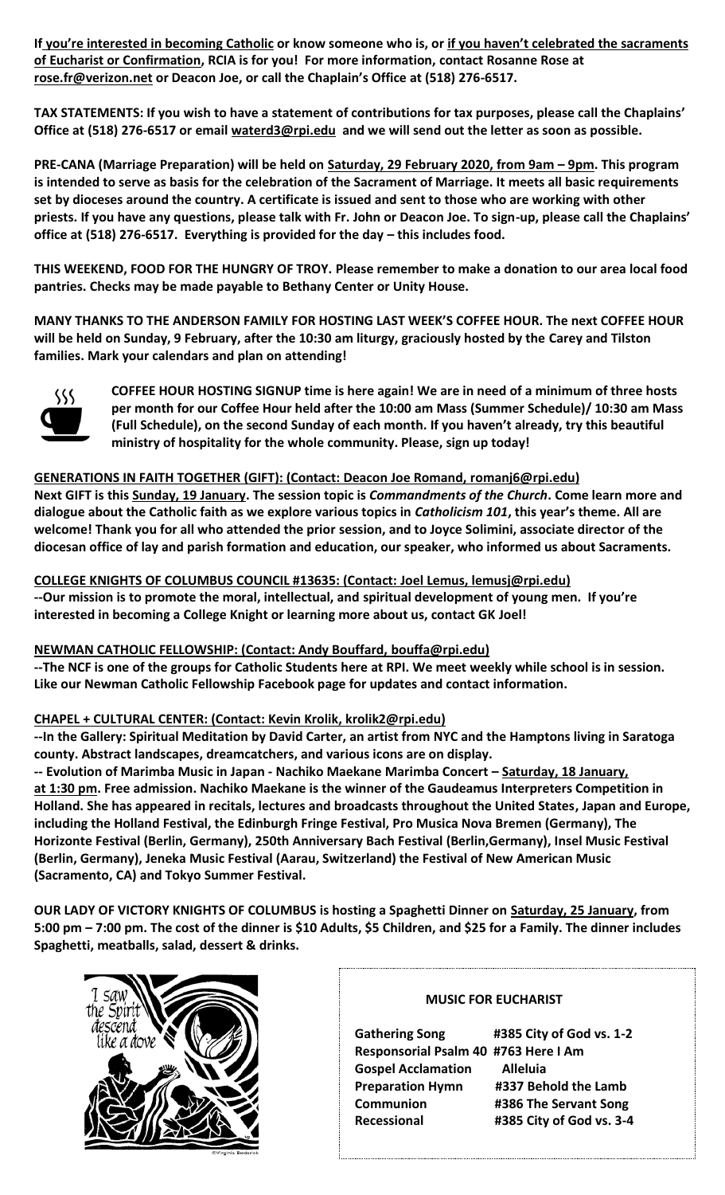**If you're interested in becoming Catholic or know someone who is, or if you haven't celebrated the sacraments of Eucharist or Confirmation, RCIA is for you! For more information, contact Rosanne Rose at rose.fr@verizon.net or Deacon Joe, or call the Chaplain's Office at (518) 276-6517.**

**TAX STATEMENTS: If you wish to have a statement of contributions for tax purposes, please call the Chaplains' Office at (518) 276-6517 or email waterd3@rpi.edu and we will send out the letter as soon as possible.**

**PRE-CANA (Marriage Preparation) will be held on Saturday, 29 February 2020, from 9am – 9pm. This program is intended to serve as basis for the celebration of the Sacrament of Marriage. It meets all basic requirements set by dioceses around the country. A certificate is issued and sent to those who are working with other priests. If you have any questions, please talk with Fr. John or Deacon Joe. To sign-up, please call the Chaplains' office at (518) 276-6517. Everything is provided for the day – this includes food.**

**THIS WEEKEND, FOOD FOR THE HUNGRY OF TROY. Please remember to make a donation to our area local food pantries. Checks may be made payable to Bethany Center or Unity House.**

**MANY THANKS TO THE ANDERSON FAMILY FOR HOSTING LAST WEEK'S COFFEE HOUR. The next COFFEE HOUR will be held on Sunday, 9 February, after the 10:30 am liturgy, graciously hosted by the Carey and Tilston families. Mark your calendars and plan on attending!**

**COFFEE HOUR HOSTING SIGNUP time is here again! We are in need of a minimum of three hosts per month for our Coffee Hour held after the 10:00 am Mass (Summer Schedule)/ 10:30 am Mass (Full Schedule), on the second Sunday of each month. If you haven't already, try this beautiful ministry of hospitality for the whole community. Please, sign up today!**

**GENERATIONS IN FAITH TOGETHER (GIFT): (Contact: Deacon Joe Romand, romanj6@rpi.edu)**
**Next GIFT is this Sunday, 19 January. The session topic is *Commandments of the Church*. Come learn more and dialogue about the Catholic faith as we explore various topics in *Catholicism 101*, this year's theme. All are welcome! Thank you for all who attended the prior session, and to Joyce Solimini, associate director of the diocesan office of lay and parish formation and education, our speaker, who informed us about Sacraments.**

**COLLEGE KNIGHTS OF COLUMBUS COUNCIL #13635: (Contact: Joel Lemus, lemusj@rpi.edu)**
**--Our mission is to promote the moral, intellectual, and spiritual development of young men. If you're interested in becoming a College Knight or learning more about us, contact GK Joel!**

**NEWMAN CATHOLIC FELLOWSHIP: (Contact: Andy Bouffard, bouffa@rpi.edu)**
**--The NCF is one of the groups for Catholic Students here at RPI. We meet weekly while school is in session. Like our Newman Catholic Fellowship Facebook page for updates and contact information.**

**CHAPEL + CULTURAL CENTER: (Contact: Kevin Krolik, krolik2@rpi.edu)**
**--In the Gallery: Spiritual Meditation by David Carter, an artist from NYC and the Hamptons living in Saratoga county. Abstract landscapes, dreamcatchers, and various icons are on display.**
**-- Evolution of Marimba Music in Japan - Nachiko Maekane Marimba Concert – Saturday, 18 January, at 1:30 pm. Free admission. Nachiko Maekane is the winner of the Gaudeamus Interpreters Competition in Holland. She has appeared in recitals, lectures and broadcasts throughout the United States, Japan and Europe, including the Holland Festival, the Edinburgh Fringe Festival, Pro Musica Nova Bremen (Germany), The Horizonte Festival (Berlin, Germany), 250th Anniversary Bach Festival (Berlin,Germany), Insel Music Festival (Berlin, Germany), Jeneka Music Festival (Aarau, Switzerland) the Festival of New American Music (Sacramento, CA) and Tokyo Summer Festival.**

**OUR LADY OF VICTORY KNIGHTS OF COLUMBUS is hosting a Spaghetti Dinner on Saturday, 25 January, from 5:00 pm – 7:00 pm. The cost of the dinner is $10 Adults, $5 Children, and $25 for a Family. The dinner includes Spaghetti, meatballs, salad, dessert & drinks.**

I saw the Spirit descend like a dove

©Virginia Broderick

**MUSIC FOR EUCHARIST**

| | |
|---|---|
| **Gathering Song** | **#385 City of God vs. 1-2** |
| **Responsorial Psalm 40** | **#763 Here I Am** |
| **Gospel Acclamation** | **Alleluia** |
| **Preparation Hymn** | **#337 Behold the Lamb** |
| **Communion** | **#386 The Servant Song** |
| **Recessional** | **#385 City of God vs. 3-4** |